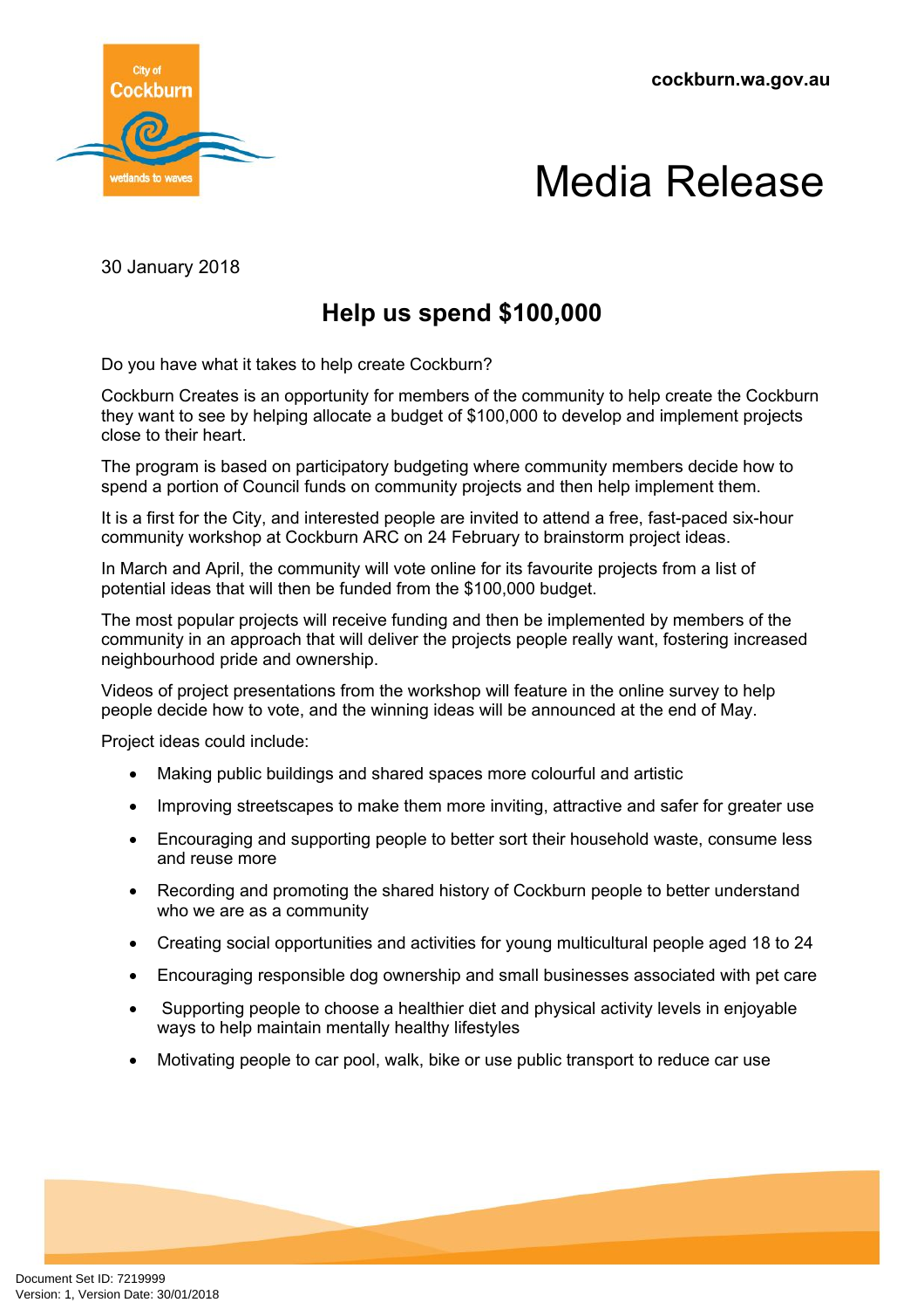cockburn.wa.gov.au

# Media Release

30 January 2018

## Help us spend $100,000

Do you have what it takes to help create Cockburn?

Cockburn Creates is an opportunity for members of the community to help create the Cockburn they want to see by helping allocate a budget of $100,000 to develop and implement projects close to their heart.

The program is based on participatory budgeting where community members decide how to spend a portion of Council funds on community projects and then help implement them.

It is a first for the City, and interested people are invited to attend a free, fast-paced six-hour community workshop at Cockburn ARC on 24 February to brainstorm project ideas.

In March and April, the community will vote online for its favourite projects from a list of potential ideas that will then be funded from the $100,000 budget.

The most popular projects will receive funding and then be implemented by members of the community in an approach that will deliver the projects people really want, fostering increased neighbourhood pride and ownership.

Videos of project presentations from the workshop will feature in the online survey to help people decide how to vote, and the winning ideas will be announced at the end of May.

Project ideas could include:

- Making public buildings and shared spaces more colourful and artistic
- Improving streetscapes to make them more inviting, attractive and safer for greater use
- Encouraging and supporting people to better sort their household waste, consume less and reuse more
- Recording and promoting the shared history of Cockburn people to better understand who we are as a community
- Creating social opportunities and activities for young multicultural people aged 18 to 24
- Encouraging responsible dog ownership and small businesses associated with pet care
- Supporting people to choose a healthier diet and physical activity levels in enjoyable ways to help maintain mentally healthy lifestyles
- Motivating people to car pool, walk, bike or use public transport to reduce car use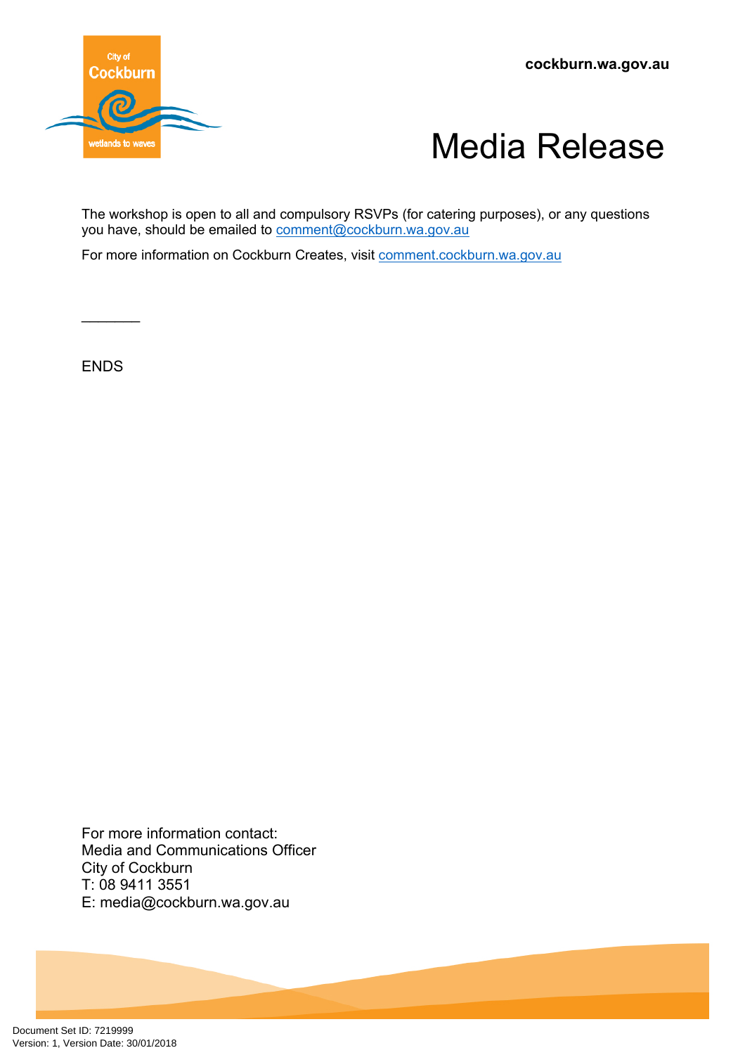The workshop is open to all and compulsory RSVPs (for catering purposes), or any questions you have, should be emailed to comment@cockburn.wa.gov.au

For more information on Cockburn Creates, visit comment.cockburn.wa.gov.au

_______

ENDS

For more information contact:
Media and Communications Officer
City of Cockburn
T: 08 9411 3551
E: media@cockburn.wa.gov.au